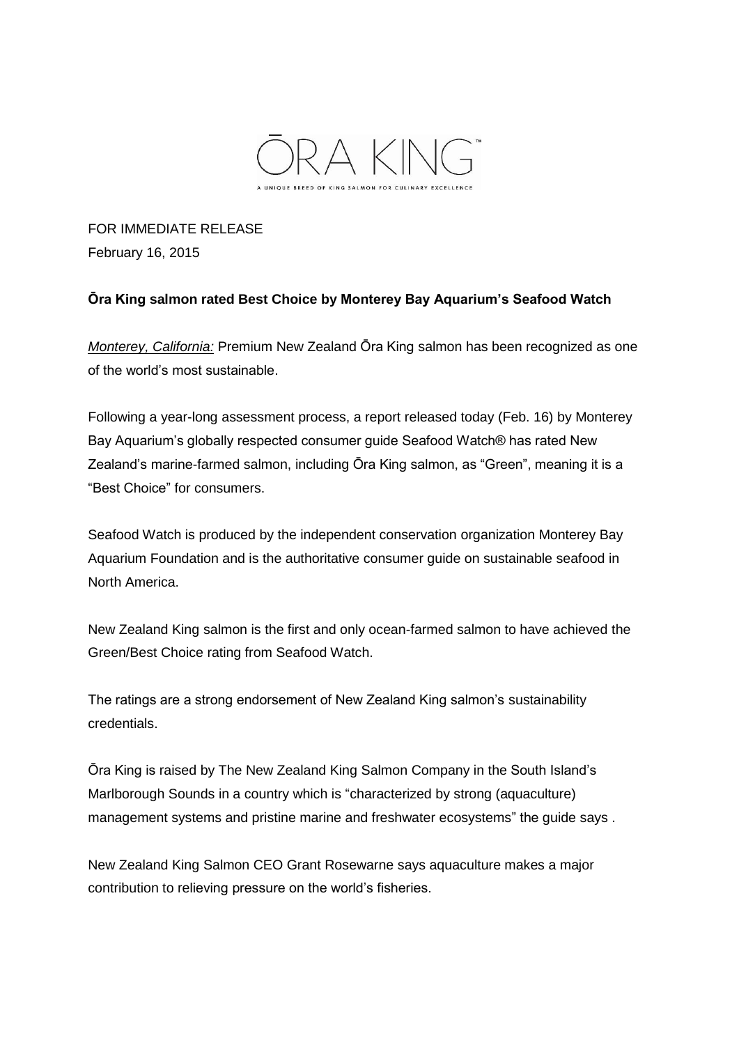ŌRA KING™

A UNIQUE BREED OF KING SALMON FOR CULINARY EXCELLENCE

FOR IMMEDIATE RELEASE
February 16, 2015

**Ōra King salmon rated Best Choice by Monterey Bay Aquarium's Seafood Watch**

*Monterey, California:* Premium New Zealand Ōra King salmon has been recognized as one of the world's most sustainable.

Following a year-long assessment process, a report released today (Feb. 16) by Monterey Bay Aquarium's globally respected consumer guide Seafood Watch® has rated New Zealand's marine-farmed salmon, including Ōra King salmon, as "Green", meaning it is a "Best Choice" for consumers.

Seafood Watch is produced by the independent conservation organization Monterey Bay Aquarium Foundation and is the authoritative consumer guide on sustainable seafood in North America.

New Zealand King salmon is the first and only ocean-farmed salmon to have achieved the Green/Best Choice rating from Seafood Watch.

The ratings are a strong endorsement of New Zealand King salmon's sustainability credentials.

Ōra King is raised by The New Zealand King Salmon Company in the South Island's Marlborough Sounds in a country which is "characterized by strong (aquaculture) management systems and pristine marine and freshwater ecosystems" the guide says .

New Zealand King Salmon CEO Grant Rosewarne says aquaculture makes a major contribution to relieving pressure on the world's fisheries.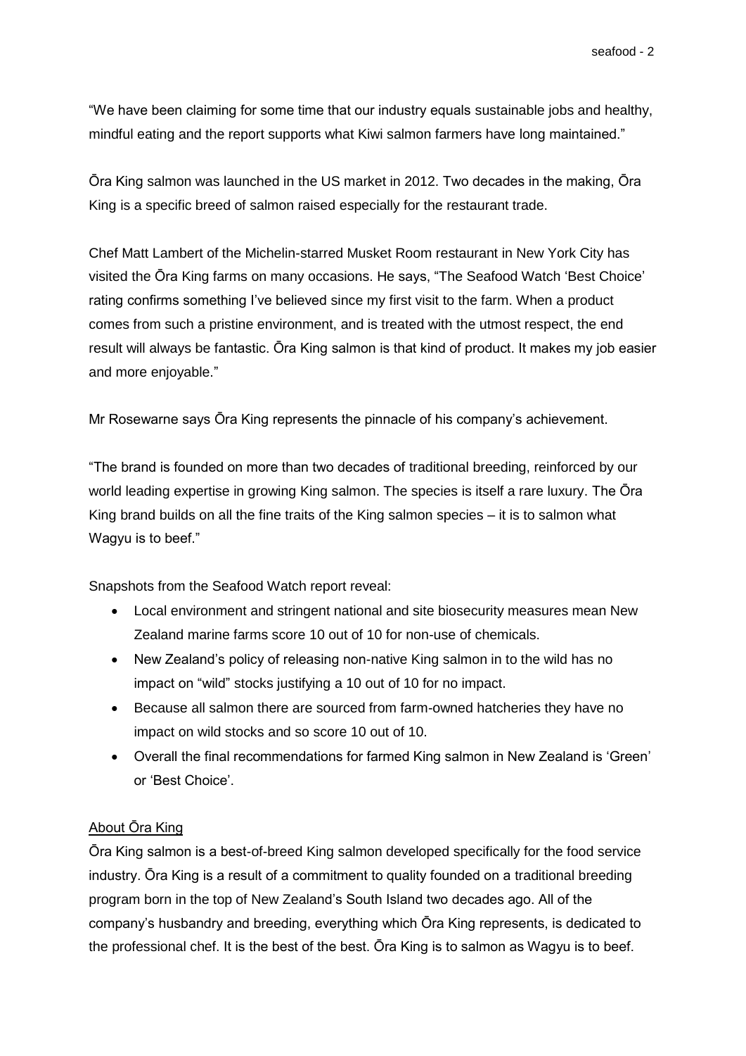"We have been claiming for some time that our industry equals sustainable jobs and healthy, mindful eating and the report supports what Kiwi salmon farmers have long maintained."

Ōra King salmon was launched in the US market in 2012. Two decades in the making, Ōra King is a specific breed of salmon raised especially for the restaurant trade.

Chef Matt Lambert of the Michelin-starred Musket Room restaurant in New York City has visited the Ōra King farms on many occasions. He says, "The Seafood Watch 'Best Choice' rating confirms something I've believed since my first visit to the farm. When a product comes from such a pristine environment, and is treated with the utmost respect, the end result will always be fantastic. Ōra King salmon is that kind of product. It makes my job easier and more enjoyable."

Mr Rosewarne says Ōra King represents the pinnacle of his company's achievement.

"The brand is founded on more than two decades of traditional breeding, reinforced by our world leading expertise in growing King salmon. The species is itself a rare luxury. The Ōra King brand builds on all the fine traits of the King salmon species – it is to salmon what Wagyu is to beef."

Snapshots from the Seafood Watch report reveal:

- Local environment and stringent national and site biosecurity measures mean New Zealand marine farms score 10 out of 10 for non-use of chemicals.
- New Zealand's policy of releasing non-native King salmon in to the wild has no impact on "wild" stocks justifying a 10 out of 10 for no impact.
- Because all salmon there are sourced from farm-owned hatcheries they have no impact on wild stocks and so score 10 out of 10.
- Overall the final recommendations for farmed King salmon in New Zealand is 'Green' or 'Best Choice'.

<u>About Ōra King</u>

Ōra King salmon is a best-of-breed King salmon developed specifically for the food service industry. Ōra King is a result of a commitment to quality founded on a traditional breeding program born in the top of New Zealand's South Island two decades ago. All of the company's husbandry and breeding, everything which Ōra King represents, is dedicated to the professional chef. It is the best of the best. Ōra King is to salmon as Wagyu is to beef.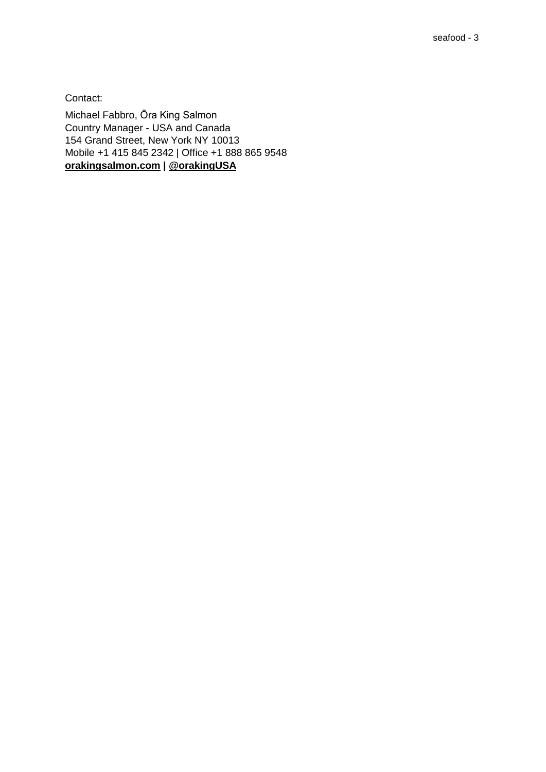Contact:

Michael Fabbro, Ōra King Salmon
Country Manager - USA and Canada
154 Grand Street, New York NY 10013
Mobile +1 415 845 2342 | Office +1 888 865 9548
**orakingsalmon.com | @orakingUSA**